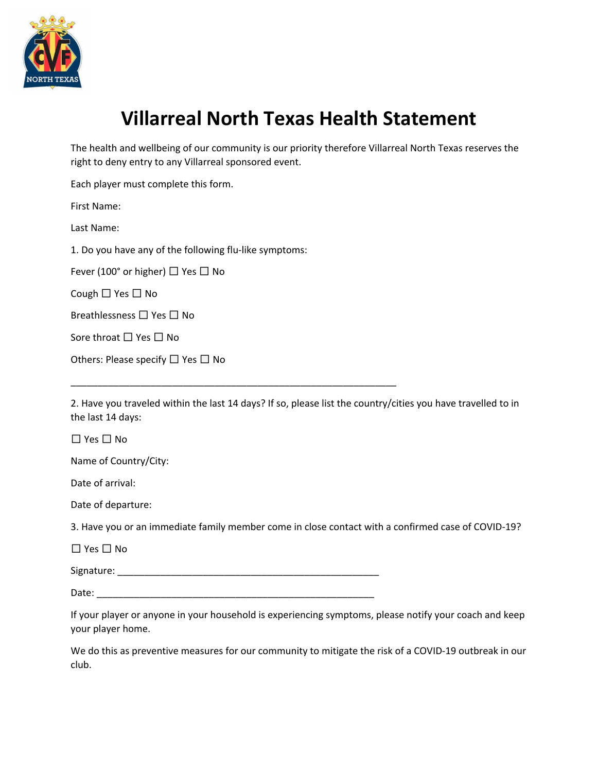# Villarreal North Texas Health Statement

The health and wellbeing of our community is our priority therefore Villarreal North Texas reserves the right to deny entry to any Villarreal sponsored event.

Each player must complete this form.

First Name:

Last Name:

1. Do you have any of the following flu-like symptoms:

Fever (100° or higher) ☐ Yes ☐ No

Cough ☐ Yes ☐ No

Breathlessness ☐ Yes ☐ No

Sore throat ☐ Yes ☐ No

Others: Please specify ☐ Yes ☐ No

_______________________________________________________________

2. Have you traveled within the last 14 days? If so, please list the country/cities you have travelled to in the last 14 days:

☐ Yes ☐ No

Name of Country/City:

Date of arrival:

Date of departure:

3. Have you or an immediate family member come in close contact with a confirmed case of COVID-19?

☐ Yes ☐ No

Signature: __________________________________________________

Date: ______________________________________________________

If your player or anyone in your household is experiencing symptoms, please notify your coach and keep your player home.

We do this as preventive measures for our community to mitigate the risk of a COVID-19 outbreak in our club.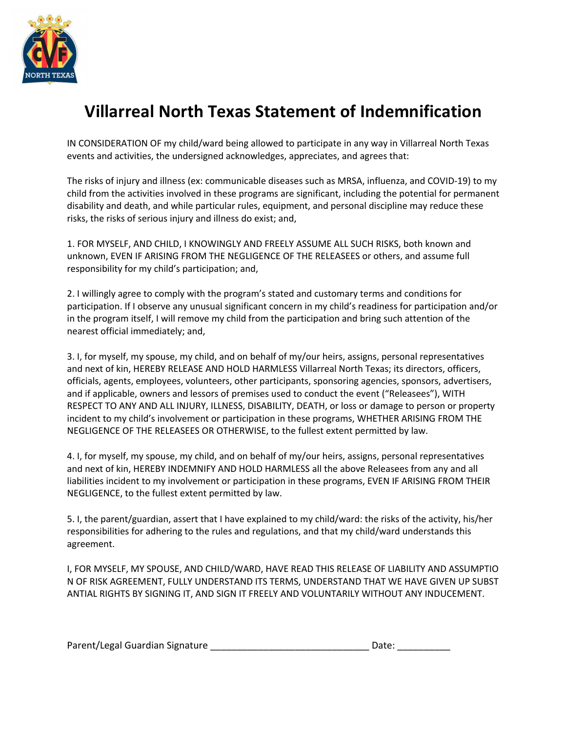# Villarreal North Texas Statement of Indemnification

IN CONSIDERATION OF my child/ward being allowed to participate in any way in Villarreal North Texas events and activities, the undersigned acknowledges, appreciates, and agrees that:

The risks of injury and illness (ex: communicable diseases such as MRSA, influenza, and COVID-19) to my child from the activities involved in these programs are significant, including the potential for permanent disability and death, and while particular rules, equipment, and personal discipline may reduce these risks, the risks of serious injury and illness do exist; and,

1. FOR MYSELF, AND CHILD, I KNOWINGLY AND FREELY ASSUME ALL SUCH RISKS, both known and unknown, EVEN IF ARISING FROM THE NEGLIGENCE OF THE RELEASEES or others, and assume full responsibility for my child's participation; and,

2. I willingly agree to comply with the program's stated and customary terms and conditions for participation. If I observe any unusual significant concern in my child's readiness for participation and/or in the program itself, I will remove my child from the participation and bring such attention of the nearest official immediately; and,

3. I, for myself, my spouse, my child, and on behalf of my/our heirs, assigns, personal representatives and next of kin, HEREBY RELEASE AND HOLD HARMLESS Villarreal North Texas; its directors, officers, officials, agents, employees, volunteers, other participants, sponsoring agencies, sponsors, advertisers, and if applicable, owners and lessors of premises used to conduct the event ("Releasees"), WITH RESPECT TO ANY AND ALL INJURY, ILLNESS, DISABILITY, DEATH, or loss or damage to person or property incident to my child's involvement or participation in these programs, WHETHER ARISING FROM THE NEGLIGENCE OF THE RELEASEES OR OTHERWISE, to the fullest extent permitted by law.

4. I, for myself, my spouse, my child, and on behalf of my/our heirs, assigns, personal representatives and next of kin, HEREBY INDEMNIFY AND HOLD HARMLESS all the above Releasees from any and all liabilities incident to my involvement or participation in these programs, EVEN IF ARISING FROM THEIR NEGLIGENCE, to the fullest extent permitted by law.

5. I, the parent/guardian, assert that I have explained to my child/ward: the risks of the activity, his/her responsibilities for adhering to the rules and regulations, and that my child/ward understands this agreement.

I, FOR MYSELF, MY SPOUSE, AND CHILD/WARD, HAVE READ THIS RELEASE OF LIABILITY AND ASSUMPTION OF RISK AGREEMENT, FULLY UNDERSTAND ITS TERMS, UNDERSTAND THAT WE HAVE GIVEN UP SUBSTANTIAL RIGHTS BY SIGNING IT, AND SIGN IT FREELY AND VOLUNTARILY WITHOUT ANY INDUCEMENT.

Parent/Legal Guardian Signature ______________________________ Date: __________